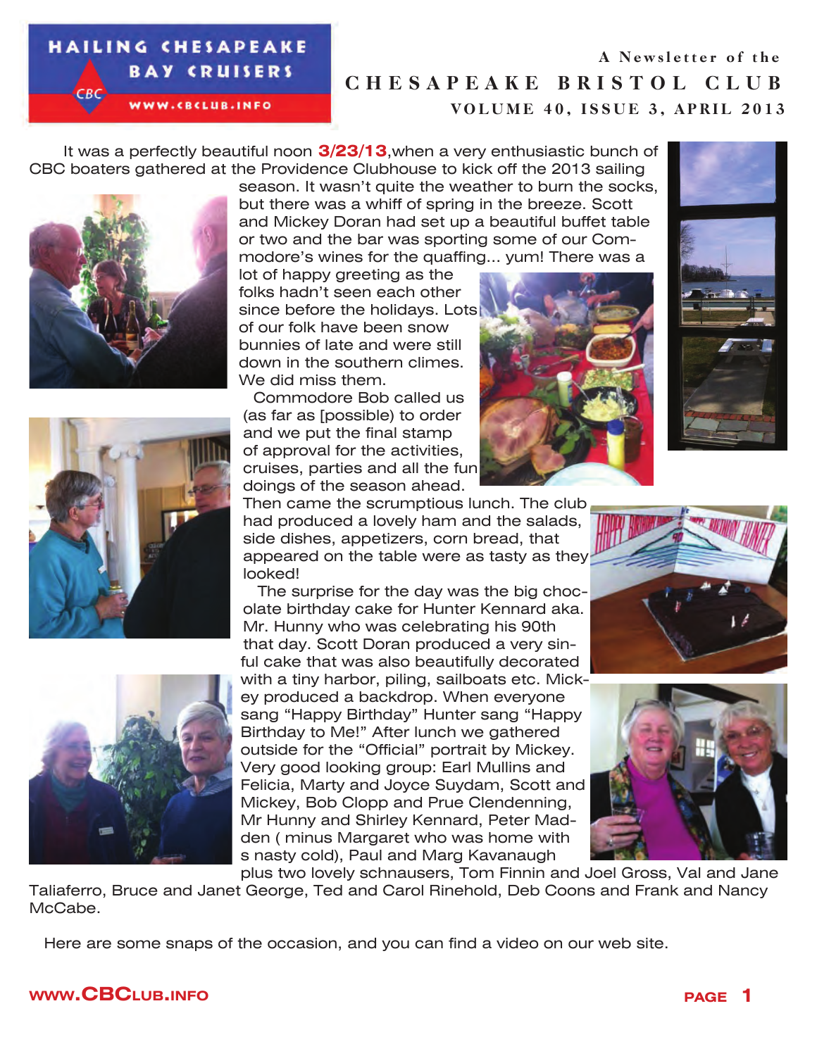HAILING CHESAPEAKE BAY CRUISERS

CBC

WWW.CBCLUB.INFO

A Newsletter of the

# CHESAPEAKE BRISTOL CLUB

VOLUME 40, ISSUE 3, APRIL 2013

It was a perfectly beautiful noon **3/23/13**,when a very enthusiastic bunch of CBC boaters gathered at the Providence Clubhouse to kick off the 2013 sailing season. It wasn't quite the weather to burn the socks, but there was a whiff of spring in the breeze. Scott and Mickey Doran had set up a beautiful buffet table or two and the bar was sporting some of our Commodore's wines for the quaffing... yum! There was a lot of happy greeting as the folks hadn't seen each other since before the holidays. Lots of our folk have been snow bunnies of late and were still down in the southern climes. We did miss them.

Commodore Bob called us (as far as [possible) to order and we put the final stamp of approval for the activities, cruises, parties and all the fun doings of the season ahead. Then came the scrumptious lunch. The club had produced a lovely ham and the salads, side dishes, appetizers, corn bread, that appeared on the table were as tasty as they looked!

The surprise for the day was the big chocolate birthday cake for Hunter Kennard aka. Mr. Hunny who was celebrating his 90th that day. Scott Doran produced a very sinful cake that was also beautifully decorated with a tiny harbor, piling, sailboats etc. Mickey produced a backdrop. When everyone sang "Happy Birthday" Hunter sang "Happy Birthday to Me!" After lunch we gathered outside for the "Official" portrait by Mickey. Very good looking group: Earl Mullins and Felicia, Marty and Joyce Suydam, Scott and Mickey, Bob Clopp and Prue Clendenning, Mr Hunny and Shirley Kennard, Peter Madden ( minus Margaret who was home with s nasty cold), Paul and Marg Kavanaugh plus two lovely schnausers, Tom Finnin and Joel Gross, Val and Jane Taliaferro, Bruce and Janet George, Ted and Carol Rinehold, Deb Coons and Frank and Nancy McCabe.

Here are some snaps of the occasion, and you can find a video on our web site.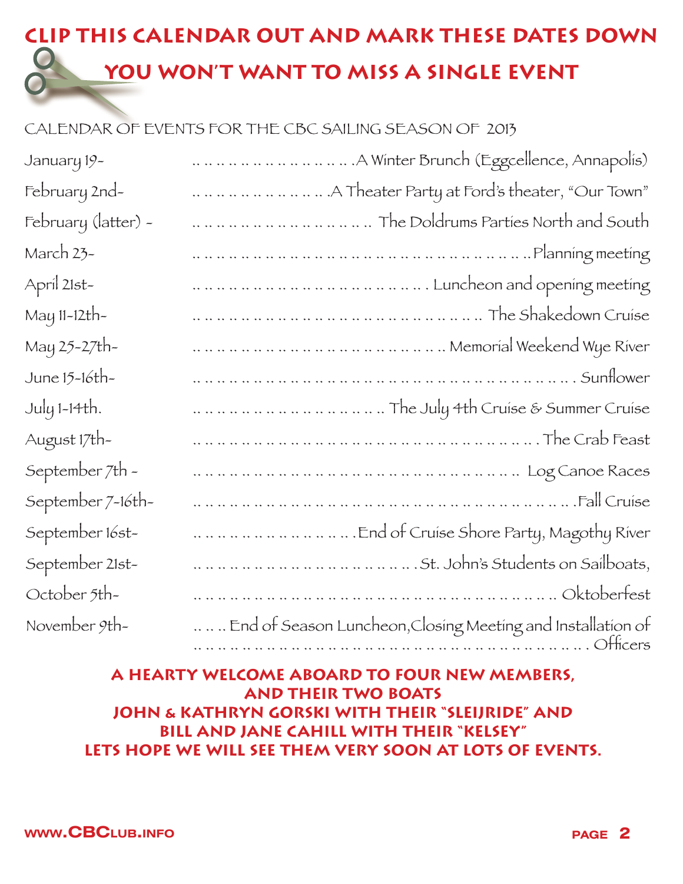# CLIP THIS CALENDAR OUT AND MARK THESE DATES DOWN

## YOU WON'T WANT TO MISS A SINGLE EVENT

CALENDAR OF EVENTS FOR THE CBC SAILING SEASON OF 2013

| Date | Event |
|---|---|
| January 19- | A Winter Brunch (Eggcellence, Annapolis) |
| February 2nd- | A Theater Party at Ford's theater, "Our Town" |
| February (latter) - | The Doldrums Parties North and South |
| March 23- | Planning meeting |
| April 21st- | Luncheon and opening meeting |
| May 11-12th- | The Shakedown Cruise |
| May 25-27th- | Memorial Weekend Wye River |
| June 15-16th- | Sunflower |
| July 1-14th. | The July 4th Cruise & Summer Cruise |
| August 17th- | The Crab Feast |
| September 7th - | Log Canoe Races |
| September 7-16th- | Fall Cruise |
| September 16st- | End of Cruise Shore Party, Magothy River |
| September 21st- | St. John's Students on Sailboats, |
| October 5th- | Oktoberfest |
| November 9th- | End of Season Luncheon,Closing Meeting and Installation of Officers |

**A HEARTY WELCOME ABOARD TO FOUR NEW MEMBERS,**
**AND THEIR TWO BOATS**
**JOHN & KATHRYN GORSKI WITH THEIR "SLEIJRIDE" AND**
**BILL AND JANE CAHILL WITH THEIR "KELSEY"**
**LETS HOPE WE WILL SEE THEM VERY SOON AT LOTS OF EVENTS.**

www.CBClub.info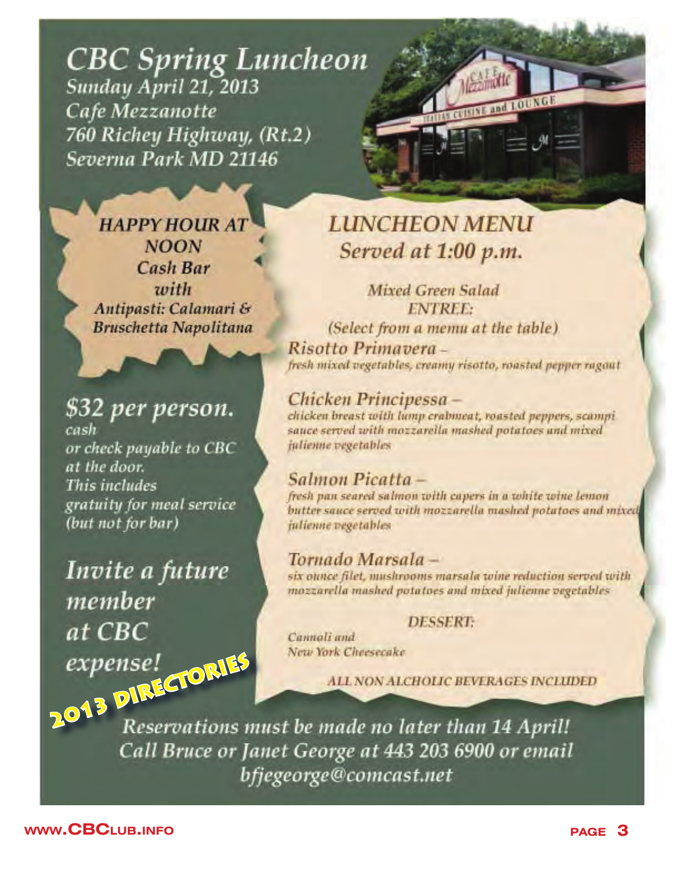# CBC Spring Luncheon

*Sunday April 21, 2013*
*Cafe Mezzanotte*
*760 Richey Highway, (Rt.2)*
*Severna Park MD 21146*

**HAPPY HOUR AT NOON**
***Cash Bar***
***with***
***Antipasti: Calamari & Bruschetta Napolitana***

## *$32 per person.*

*cash or check payable to CBC at the door.*
*This includes gratuity for meal service (but not for bar)*

## *Invite a future member at CBC expense!*

**2013 DIRECTORIES**

## LUNCHEON MENU
## *Served at 1:00 p.m.*

*Mixed Green Salad*

ENTREE:

*(Select from a menu at the table)*

**Risotto Primavera** –
*fresh mixed vegetables, creamy risotto, roasted pepper ragout*

**Chicken Principessa** –
*chicken breast with lump crabmeat, roasted peppers, scampi sauce served with mozzarella mashed potatoes and mixed julienne vegetables*

**Salmon Picatta** –
*fresh pan seared salmon with capers in a white wine lemon butter sauce served with mozzarella mashed potatoes and mixed julienne vegetables*

**Tornado Marsala** –
*six ounce filet, mushrooms marsala wine reduction served with mozzarella mashed potatoes and mixed julienne vegetables*

DESSERT:

*Cannoli and*
*New York Cheesecake*

ALL NON ALCHOLIC BEVERAGES INCLUDED

*Reservations must be made no later than 14 April!*
*Call Bruce or Janet George at 443 203 6900 or email bfjegeorge@comcast.net*

www.CBClub.info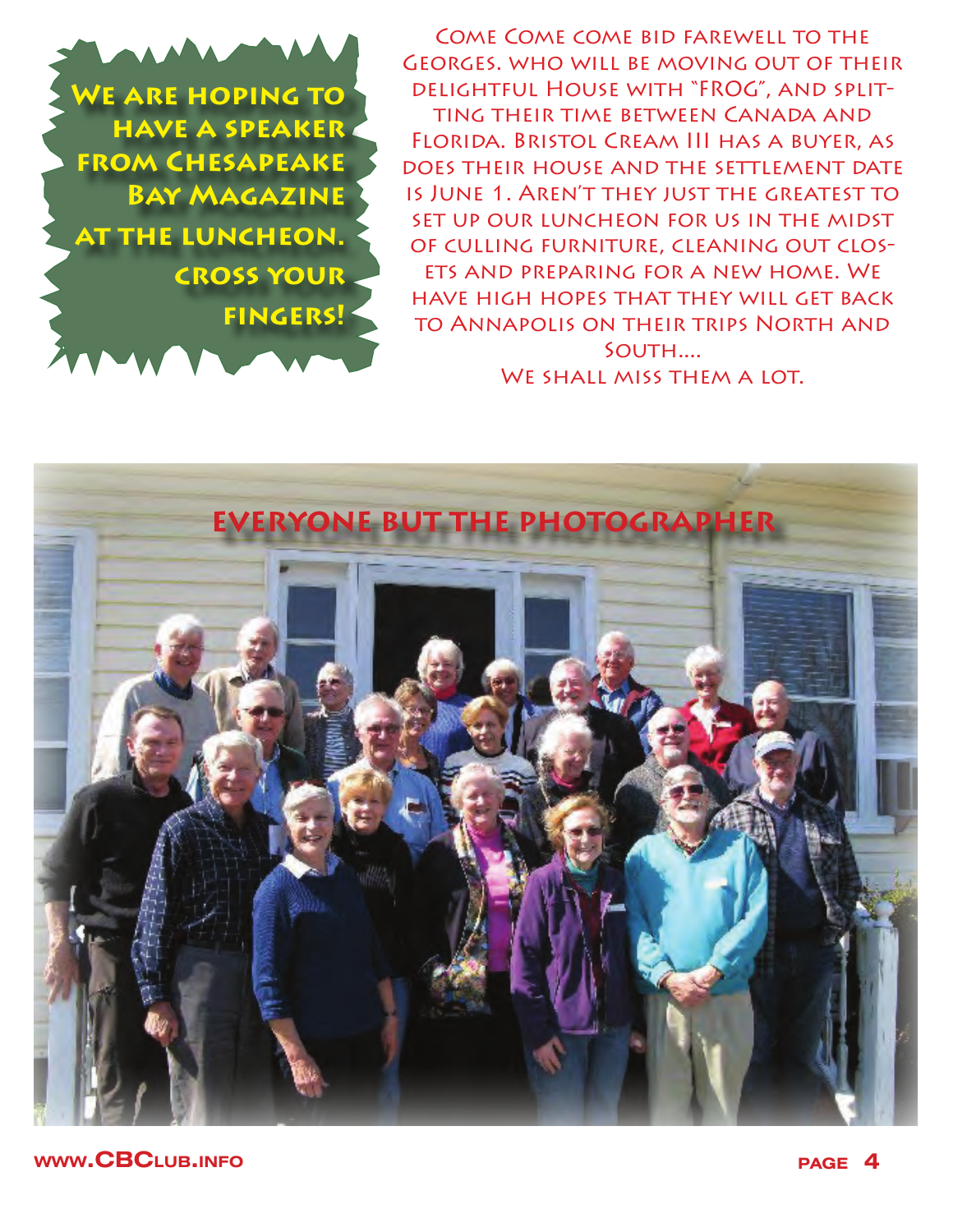**We are hoping to have a speaker from Chesapeake Bay Magazine at the luncheon. cross your fingers!**

Come Come come bid farewell to the Georges. who will be moving out of their delightful House with "FROG", and splitting their time between Canada and Florida. Bristol Cream III has a buyer, as does their house and the settlement date is June 1. Aren't they just the greatest to set up our luncheon for us in the midst of culling furniture, cleaning out closets and preparing for a new home. We have high hopes that they will get back to Annapolis on their trips North and South....

We shall miss them a lot.

**EVERYONE BUT THE PHOTOGRAPHER**

www.CBClub.info